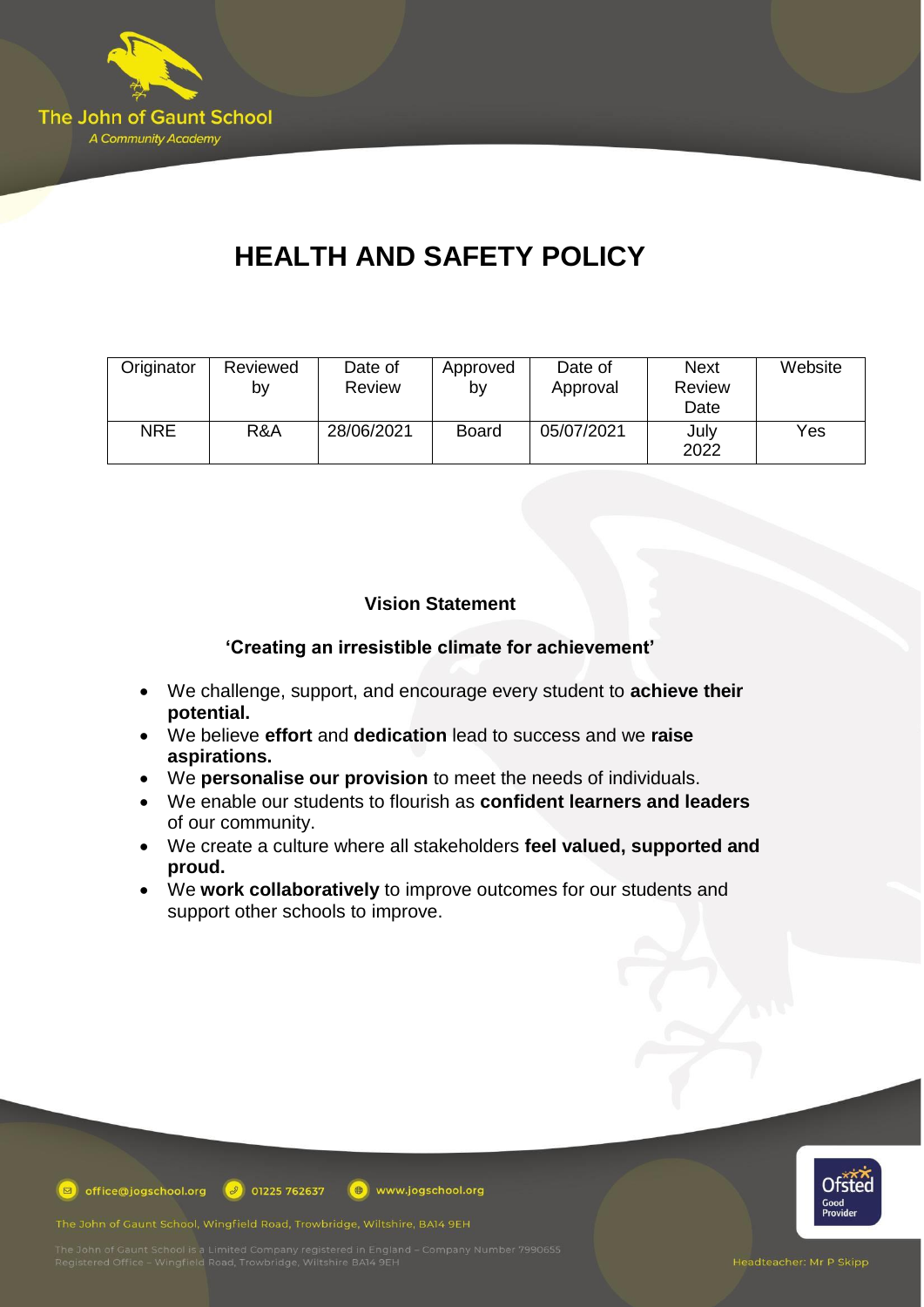# HEALTH AND SAFETY POLICY

| Originator | Reviewed by | Date of Review | Approved by | Date of Approval | Next Review Date | Website |
|---|---|---|---|---|---|---|
| NRE | R&A | 28/06/2021 | Board | 05/07/2021 | July 2022 | Yes |

**Vision Statement**

**'Creating an irresistible climate for achievement'**

- We challenge, support, and encourage every student to **achieve their potential.**
- We believe **effort** and **dedication** lead to success and we **raise aspirations.**
- We **personalise our provision** to meet the needs of individuals.
- We enable our students to flourish as **confident learners and leaders** of our community.
- We create a culture where all stakeholders **feel valued, supported and proud.**
- We **work collaboratively** to improve outcomes for our students and support other schools to improve.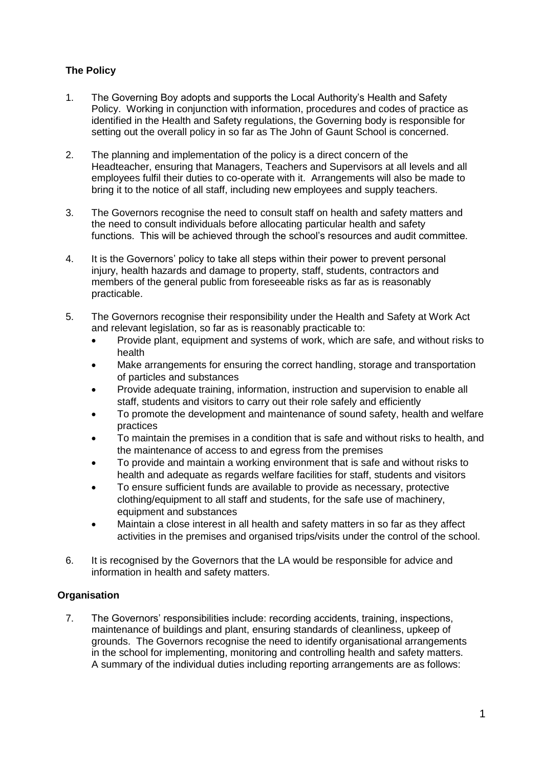## The Policy

1. The Governing Boy adopts and supports the Local Authority's Health and Safety Policy. Working in conjunction with information, procedures and codes of practice as identified in the Health and Safety regulations, the Governing body is responsible for setting out the overall policy in so far as The John of Gaunt School is concerned.

2. The planning and implementation of the policy is a direct concern of the Headteacher, ensuring that Managers, Teachers and Supervisors at all levels and all employees fulfil their duties to co-operate with it. Arrangements will also be made to bring it to the notice of all staff, including new employees and supply teachers.

3. The Governors recognise the need to consult staff on health and safety matters and the need to consult individuals before allocating particular health and safety functions. This will be achieved through the school's resources and audit committee.

4. It is the Governors' policy to take all steps within their power to prevent personal injury, health hazards and damage to property, staff, students, contractors and members of the general public from foreseeable risks as far as is reasonably practicable.

5. The Governors recognise their responsibility under the Health and Safety at Work Act and relevant legislation, so far as is reasonably practicable to:
   - Provide plant, equipment and systems of work, which are safe, and without risks to health
   - Make arrangements for ensuring the correct handling, storage and transportation of particles and substances
   - Provide adequate training, information, instruction and supervision to enable all staff, students and visitors to carry out their role safely and efficiently
   - To promote the development and maintenance of sound safety, health and welfare practices
   - To maintain the premises in a condition that is safe and without risks to health, and the maintenance of access to and egress from the premises
   - To provide and maintain a working environment that is safe and without risks to health and adequate as regards welfare facilities for staff, students and visitors
   - To ensure sufficient funds are available to provide as necessary, protective clothing/equipment to all staff and students, for the safe use of machinery, equipment and substances
   - Maintain a close interest in all health and safety matters in so far as they affect activities in the premises and organised trips/visits under the control of the school.

6. It is recognised by the Governors that the LA would be responsible for advice and information in health and safety matters.

## Organisation

7. The Governors' responsibilities include: recording accidents, training, inspections, maintenance of buildings and plant, ensuring standards of cleanliness, upkeep of grounds. The Governors recognise the need to identify organisational arrangements in the school for implementing, monitoring and controlling health and safety matters. A summary of the individual duties including reporting arrangements are as follows: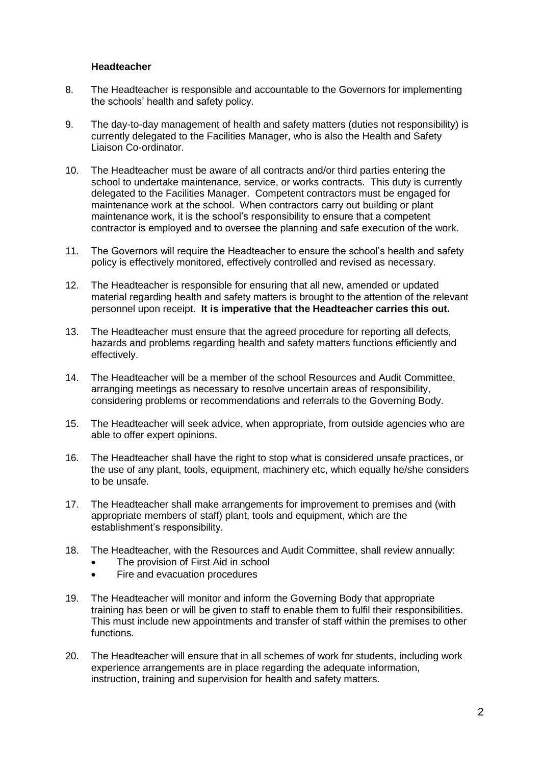**Headteacher**

8. The Headteacher is responsible and accountable to the Governors for implementing the schools' health and safety policy.

9. The day-to-day management of health and safety matters (duties not responsibility) is currently delegated to the Facilities Manager, who is also the Health and Safety Liaison Co-ordinator.

10. The Headteacher must be aware of all contracts and/or third parties entering the school to undertake maintenance, service, or works contracts. This duty is currently delegated to the Facilities Manager. Competent contractors must be engaged for maintenance work at the school. When contractors carry out building or plant maintenance work, it is the school's responsibility to ensure that a competent contractor is employed and to oversee the planning and safe execution of the work.

11. The Governors will require the Headteacher to ensure the school's health and safety policy is effectively monitored, effectively controlled and revised as necessary.

12. The Headteacher is responsible for ensuring that all new, amended or updated material regarding health and safety matters is brought to the attention of the relevant personnel upon receipt. **It is imperative that the Headteacher carries this out.**

13. The Headteacher must ensure that the agreed procedure for reporting all defects, hazards and problems regarding health and safety matters functions efficiently and effectively.

14. The Headteacher will be a member of the school Resources and Audit Committee, arranging meetings as necessary to resolve uncertain areas of responsibility, considering problems or recommendations and referrals to the Governing Body.

15. The Headteacher will seek advice, when appropriate, from outside agencies who are able to offer expert opinions.

16. The Headteacher shall have the right to stop what is considered unsafe practices, or the use of any plant, tools, equipment, machinery etc, which equally he/she considers to be unsafe.

17. The Headteacher shall make arrangements for improvement to premises and (with appropriate members of staff) plant, tools and equipment, which are the establishment's responsibility.

18. The Headteacher, with the Resources and Audit Committee, shall review annually:
    - The provision of First Aid in school
    - Fire and evacuation procedures

19. The Headteacher will monitor and inform the Governing Body that appropriate training has been or will be given to staff to enable them to fulfil their responsibilities. This must include new appointments and transfer of staff within the premises to other functions.

20. The Headteacher will ensure that in all schemes of work for students, including work experience arrangements are in place regarding the adequate information, instruction, training and supervision for health and safety matters.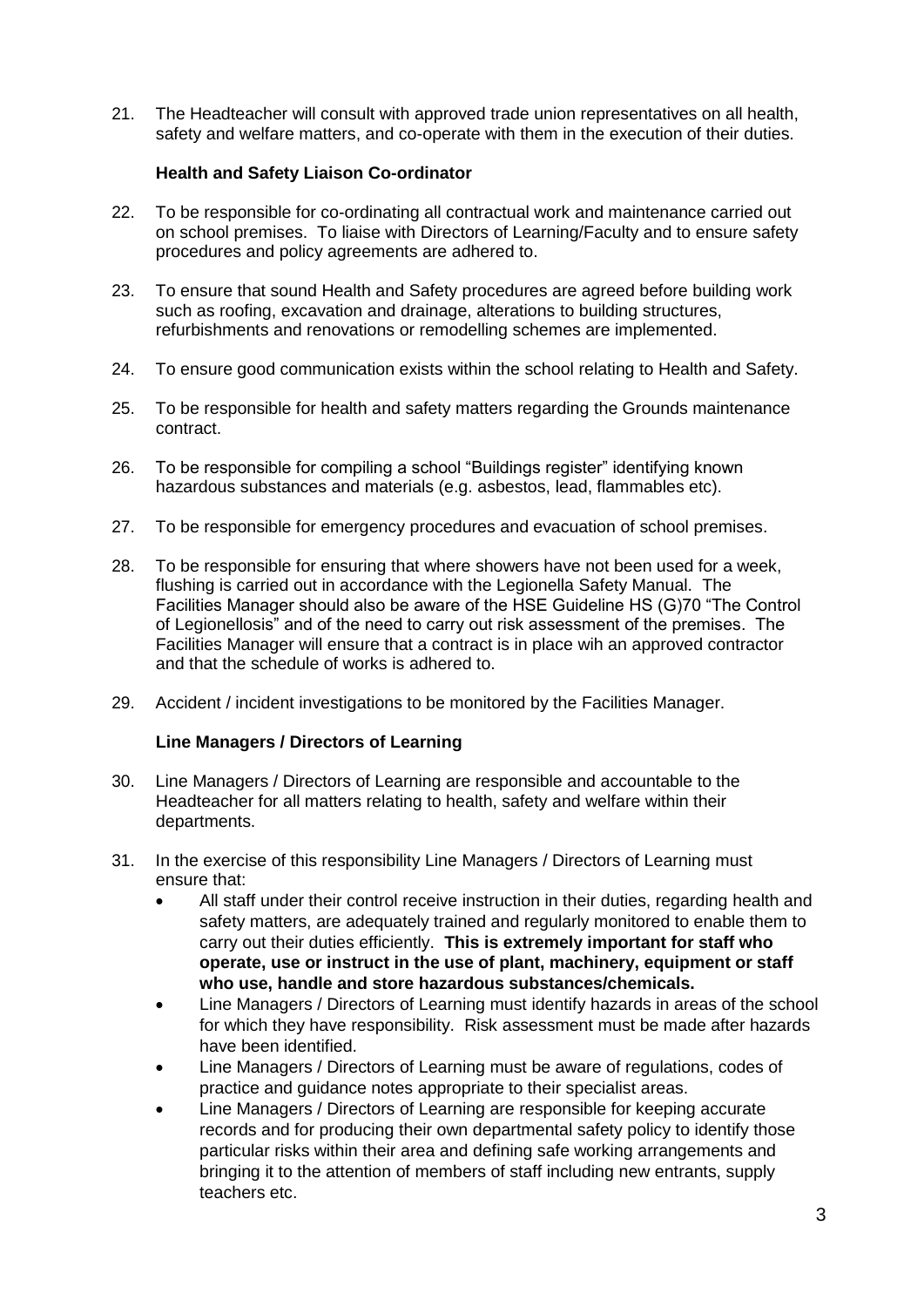21. The Headteacher will consult with approved trade union representatives on all health, safety and welfare matters, and co-operate with them in the execution of their duties.

**Health and Safety Liaison Co-ordinator**

22. To be responsible for co-ordinating all contractual work and maintenance carried out on school premises. To liaise with Directors of Learning/Faculty and to ensure safety procedures and policy agreements are adhered to.

23. To ensure that sound Health and Safety procedures are agreed before building work such as roofing, excavation and drainage, alterations to building structures, refurbishments and renovations or remodelling schemes are implemented.

24. To ensure good communication exists within the school relating to Health and Safety.

25. To be responsible for health and safety matters regarding the Grounds maintenance contract.

26. To be responsible for compiling a school "Buildings register" identifying known hazardous substances and materials (e.g. asbestos, lead, flammables etc).

27. To be responsible for emergency procedures and evacuation of school premises.

28. To be responsible for ensuring that where showers have not been used for a week, flushing is carried out in accordance with the Legionella Safety Manual. The Facilities Manager should also be aware of the HSE Guideline HS (G)70 "The Control of Legionellosis" and of the need to carry out risk assessment of the premises. The Facilities Manager will ensure that a contract is in place wih an approved contractor and that the schedule of works is adhered to.

29. Accident / incident investigations to be monitored by the Facilities Manager.

**Line Managers / Directors of Learning**

30. Line Managers / Directors of Learning are responsible and accountable to the Headteacher for all matters relating to health, safety and welfare within their departments.

31. In the exercise of this responsibility Line Managers / Directors of Learning must ensure that:
    - All staff under their control receive instruction in their duties, regarding health and safety matters, are adequately trained and regularly monitored to enable them to carry out their duties efficiently. **This is extremely important for staff who operate, use or instruct in the use of plant, machinery, equipment or staff who use, handle and store hazardous substances/chemicals.**
    - Line Managers / Directors of Learning must identify hazards in areas of the school for which they have responsibility. Risk assessment must be made after hazards have been identified.
    - Line Managers / Directors of Learning must be aware of regulations, codes of practice and guidance notes appropriate to their specialist areas.
    - Line Managers / Directors of Learning are responsible for keeping accurate records and for producing their own departmental safety policy to identify those particular risks within their area and defining safe working arrangements and bringing it to the attention of members of staff including new entrants, supply teachers etc.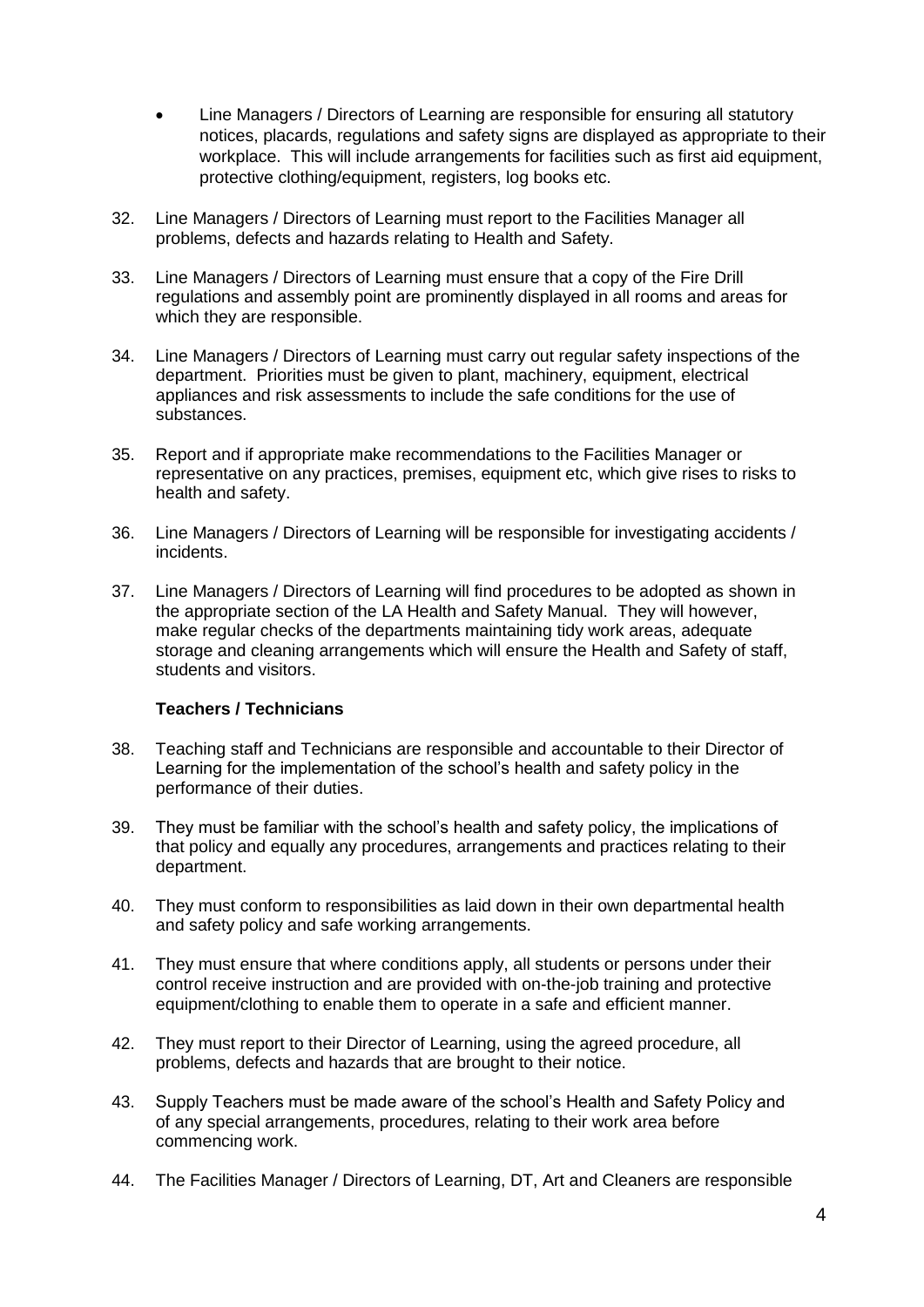- Line Managers / Directors of Learning are responsible for ensuring all statutory notices, placards, regulations and safety signs are displayed as appropriate to their workplace. This will include arrangements for facilities such as first aid equipment, protective clothing/equipment, registers, log books etc.

32. Line Managers / Directors of Learning must report to the Facilities Manager all problems, defects and hazards relating to Health and Safety.

33. Line Managers / Directors of Learning must ensure that a copy of the Fire Drill regulations and assembly point are prominently displayed in all rooms and areas for which they are responsible.

34. Line Managers / Directors of Learning must carry out regular safety inspections of the department. Priorities must be given to plant, machinery, equipment, electrical appliances and risk assessments to include the safe conditions for the use of substances.

35. Report and if appropriate make recommendations to the Facilities Manager or representative on any practices, premises, equipment etc, which give rises to risks to health and safety.

36. Line Managers / Directors of Learning will be responsible for investigating accidents / incidents.

37. Line Managers / Directors of Learning will find procedures to be adopted as shown in the appropriate section of the LA Health and Safety Manual. They will however, make regular checks of the departments maintaining tidy work areas, adequate storage and cleaning arrangements which will ensure the Health and Safety of staff, students and visitors.

**Teachers / Technicians**

38. Teaching staff and Technicians are responsible and accountable to their Director of Learning for the implementation of the school's health and safety policy in the performance of their duties.

39. They must be familiar with the school's health and safety policy, the implications of that policy and equally any procedures, arrangements and practices relating to their department.

40. They must conform to responsibilities as laid down in their own departmental health and safety policy and safe working arrangements.

41. They must ensure that where conditions apply, all students or persons under their control receive instruction and are provided with on-the-job training and protective equipment/clothing to enable them to operate in a safe and efficient manner.

42. They must report to their Director of Learning, using the agreed procedure, all problems, defects and hazards that are brought to their notice.

43. Supply Teachers must be made aware of the school's Health and Safety Policy and of any special arrangements, procedures, relating to their work area before commencing work.

44. The Facilities Manager / Directors of Learning, DT, Art and Cleaners are responsible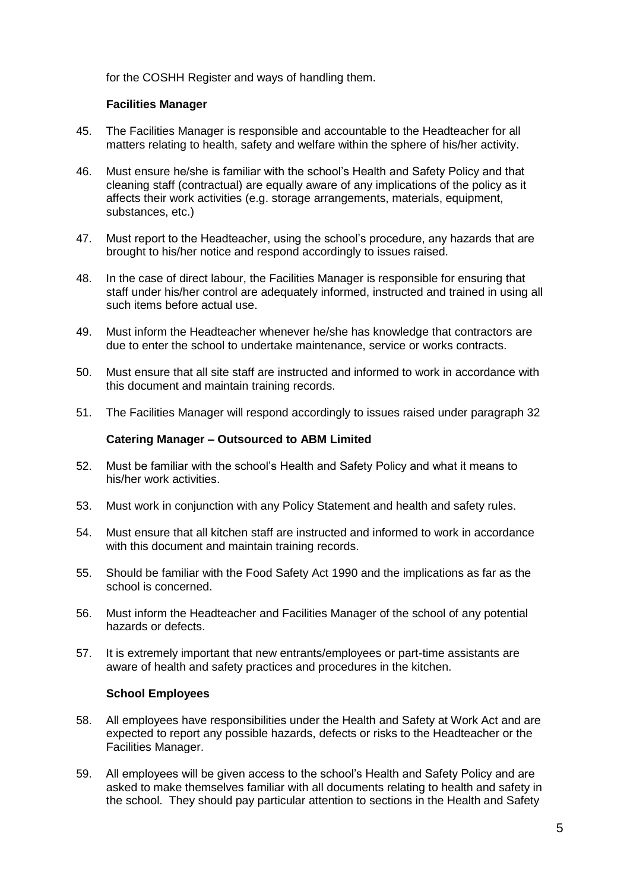for the COSHH Register and ways of handling them.

### Facilities Manager

45. The Facilities Manager is responsible and accountable to the Headteacher for all matters relating to health, safety and welfare within the sphere of his/her activity.

46. Must ensure he/she is familiar with the school's Health and Safety Policy and that cleaning staff (contractual) are equally aware of any implications of the policy as it affects their work activities (e.g. storage arrangements, materials, equipment, substances, etc.)

47. Must report to the Headteacher, using the school's procedure, any hazards that are brought to his/her notice and respond accordingly to issues raised.

48. In the case of direct labour, the Facilities Manager is responsible for ensuring that staff under his/her control are adequately informed, instructed and trained in using all such items before actual use.

49. Must inform the Headteacher whenever he/she has knowledge that contractors are due to enter the school to undertake maintenance, service or works contracts.

50. Must ensure that all site staff are instructed and informed to work in accordance with this document and maintain training records.

51. The Facilities Manager will respond accordingly to issues raised under paragraph 32

### Catering Manager – Outsourced to ABM Limited

52. Must be familiar with the school's Health and Safety Policy and what it means to his/her work activities.

53. Must work in conjunction with any Policy Statement and health and safety rules.

54. Must ensure that all kitchen staff are instructed and informed to work in accordance with this document and maintain training records.

55. Should be familiar with the Food Safety Act 1990 and the implications as far as the school is concerned.

56. Must inform the Headteacher and Facilities Manager of the school of any potential hazards or defects.

57. It is extremely important that new entrants/employees or part-time assistants are aware of health and safety practices and procedures in the kitchen.

### School Employees

58. All employees have responsibilities under the Health and Safety at Work Act and are expected to report any possible hazards, defects or risks to the Headteacher or the Facilities Manager.

59. All employees will be given access to the school's Health and Safety Policy and are asked to make themselves familiar with all documents relating to health and safety in the school. They should pay particular attention to sections in the Health and Safety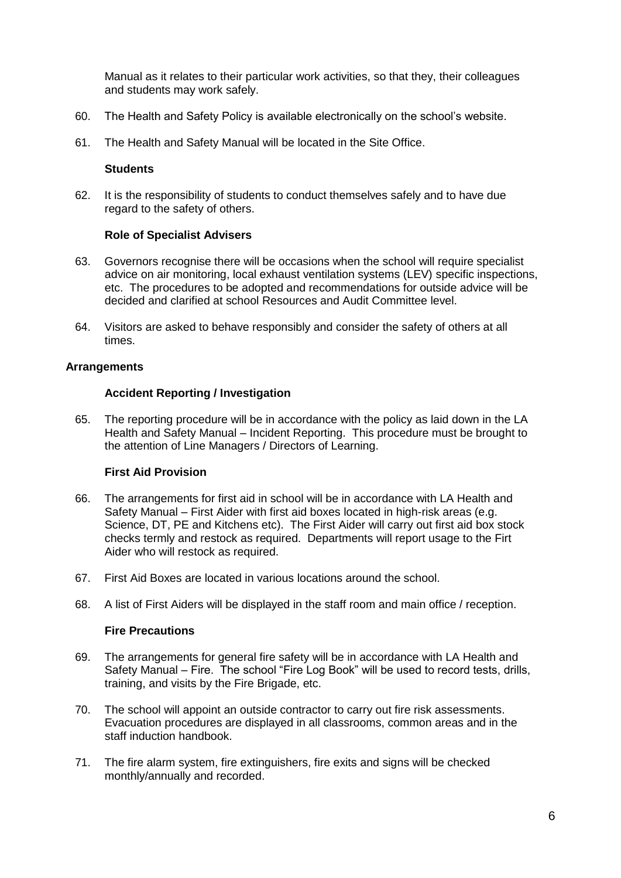Manual as it relates to their particular work activities, so that they, their colleagues and students may work safely.

60. The Health and Safety Policy is available electronically on the school's website.

61. The Health and Safety Manual will be located in the Site Office.

**Students**

62. It is the responsibility of students to conduct themselves safely and to have due regard to the safety of others.

**Role of Specialist Advisers**

63. Governors recognise there will be occasions when the school will require specialist advice on air monitoring, local exhaust ventilation systems (LEV) specific inspections, etc. The procedures to be adopted and recommendations for outside advice will be decided and clarified at school Resources and Audit Committee level.

64. Visitors are asked to behave responsibly and consider the safety of others at all times.

**Arrangements**

**Accident Reporting / Investigation**

65. The reporting procedure will be in accordance with the policy as laid down in the LA Health and Safety Manual – Incident Reporting. This procedure must be brought to the attention of Line Managers / Directors of Learning.

**First Aid Provision**

66. The arrangements for first aid in school will be in accordance with LA Health and Safety Manual – First Aider with first aid boxes located in high-risk areas (e.g. Science, DT, PE and Kitchens etc). The First Aider will carry out first aid box stock checks termly and restock as required. Departments will report usage to the Firt Aider who will restock as required.

67. First Aid Boxes are located in various locations around the school.

68. A list of First Aiders will be displayed in the staff room and main office / reception.

**Fire Precautions**

69. The arrangements for general fire safety will be in accordance with LA Health and Safety Manual – Fire. The school "Fire Log Book" will be used to record tests, drills, training, and visits by the Fire Brigade, etc.

70. The school will appoint an outside contractor to carry out fire risk assessments. Evacuation procedures are displayed in all classrooms, common areas and in the staff induction handbook.

71. The fire alarm system, fire extinguishers, fire exits and signs will be checked monthly/annually and recorded.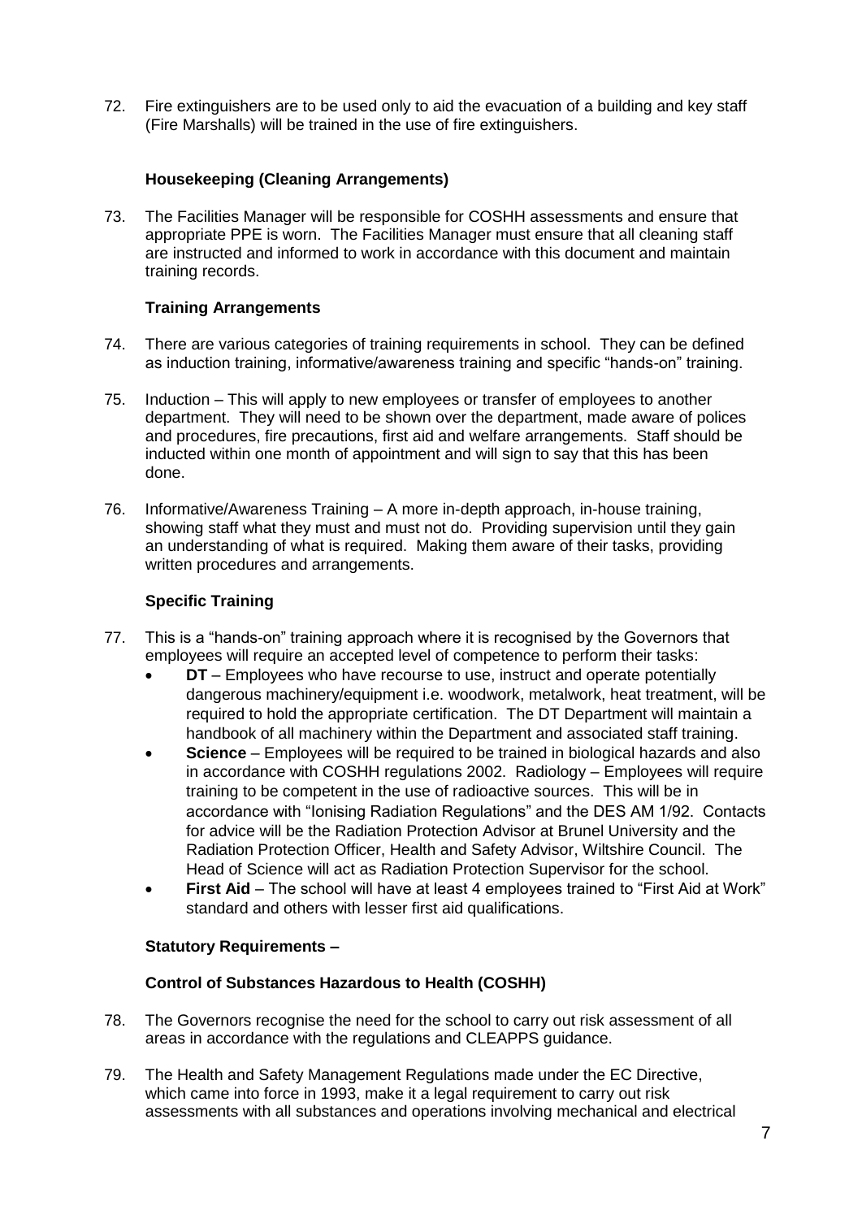72. Fire extinguishers are to be used only to aid the evacuation of a building and key staff (Fire Marshalls) will be trained in the use of fire extinguishers.

**Housekeeping (Cleaning Arrangements)**

73. The Facilities Manager will be responsible for COSHH assessments and ensure that appropriate PPE is worn. The Facilities Manager must ensure that all cleaning staff are instructed and informed to work in accordance with this document and maintain training records.

**Training Arrangements**

74. There are various categories of training requirements in school. They can be defined as induction training, informative/awareness training and specific "hands-on" training.

75. Induction – This will apply to new employees or transfer of employees to another department. They will need to be shown over the department, made aware of polices and procedures, fire precautions, first aid and welfare arrangements. Staff should be inducted within one month of appointment and will sign to say that this has been done.

76. Informative/Awareness Training – A more in-depth approach, in-house training, showing staff what they must and must not do. Providing supervision until they gain an understanding of what is required. Making them aware of their tasks, providing written procedures and arrangements.

**Specific Training**

77. This is a "hands-on" training approach where it is recognised by the Governors that employees will require an accepted level of competence to perform their tasks:
    - **DT** – Employees who have recourse to use, instruct and operate potentially dangerous machinery/equipment i.e. woodwork, metalwork, heat treatment, will be required to hold the appropriate certification. The DT Department will maintain a handbook of all machinery within the Department and associated staff training.
    - **Science** – Employees will be required to be trained in biological hazards and also in accordance with COSHH regulations 2002. Radiology – Employees will require training to be competent in the use of radioactive sources. This will be in accordance with "Ionising Radiation Regulations" and the DES AM 1/92. Contacts for advice will be the Radiation Protection Advisor at Brunel University and the Radiation Protection Officer, Health and Safety Advisor, Wiltshire Council. The Head of Science will act as Radiation Protection Supervisor for the school.
    - **First Aid** – The school will have at least 4 employees trained to "First Aid at Work" standard and others with lesser first aid qualifications.

**Statutory Requirements –**

**Control of Substances Hazardous to Health (COSHH)**

78. The Governors recognise the need for the school to carry out risk assessment of all areas in accordance with the regulations and CLEAPPS guidance.

79. The Health and Safety Management Regulations made under the EC Directive, which came into force in 1993, make it a legal requirement to carry out risk assessments with all substances and operations involving mechanical and electrical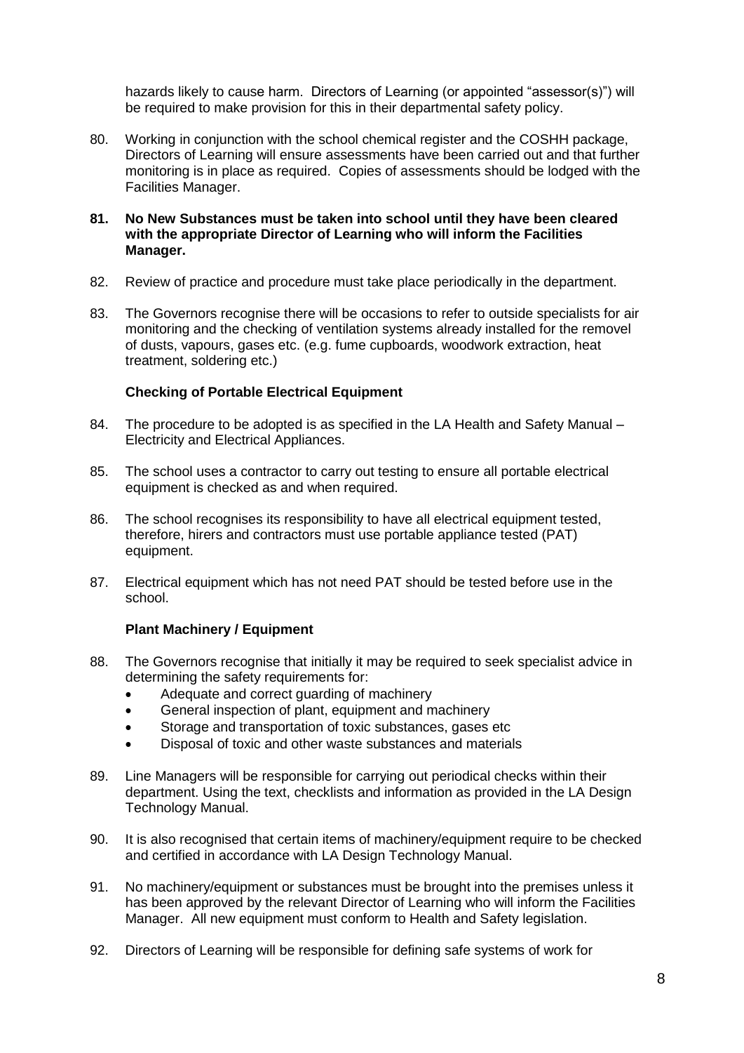hazards likely to cause harm. Directors of Learning (or appointed "assessor(s)") will be required to make provision for this in their departmental safety policy.

80. Working in conjunction with the school chemical register and the COSHH package, Directors of Learning will ensure assessments have been carried out and that further monitoring is in place as required. Copies of assessments should be lodged with the Facilities Manager.

**81. No New Substances must be taken into school until they have been cleared with the appropriate Director of Learning who will inform the Facilities Manager.**

82. Review of practice and procedure must take place periodically in the department.

83. The Governors recognise there will be occasions to refer to outside specialists for air monitoring and the checking of ventilation systems already installed for the removel of dusts, vapours, gases etc. (e.g. fume cupboards, woodwork extraction, heat treatment, soldering etc.)

### Checking of Portable Electrical Equipment

84. The procedure to be adopted is as specified in the LA Health and Safety Manual – Electricity and Electrical Appliances.

85. The school uses a contractor to carry out testing to ensure all portable electrical equipment is checked as and when required.

86. The school recognises its responsibility to have all electrical equipment tested, therefore, hirers and contractors must use portable appliance tested (PAT) equipment.

87. Electrical equipment which has not need PAT should be tested before use in the school.

### Plant Machinery / Equipment

88. The Governors recognise that initially it may be required to seek specialist advice in determining the safety requirements for:
    - Adequate and correct guarding of machinery
    - General inspection of plant, equipment and machinery
    - Storage and transportation of toxic substances, gases etc
    - Disposal of toxic and other waste substances and materials

89. Line Managers will be responsible for carrying out periodical checks within their department. Using the text, checklists and information as provided in the LA Design Technology Manual.

90. It is also recognised that certain items of machinery/equipment require to be checked and certified in accordance with LA Design Technology Manual.

91. No machinery/equipment or substances must be brought into the premises unless it has been approved by the relevant Director of Learning who will inform the Facilities Manager. All new equipment must conform to Health and Safety legislation.

92. Directors of Learning will be responsible for defining safe systems of work for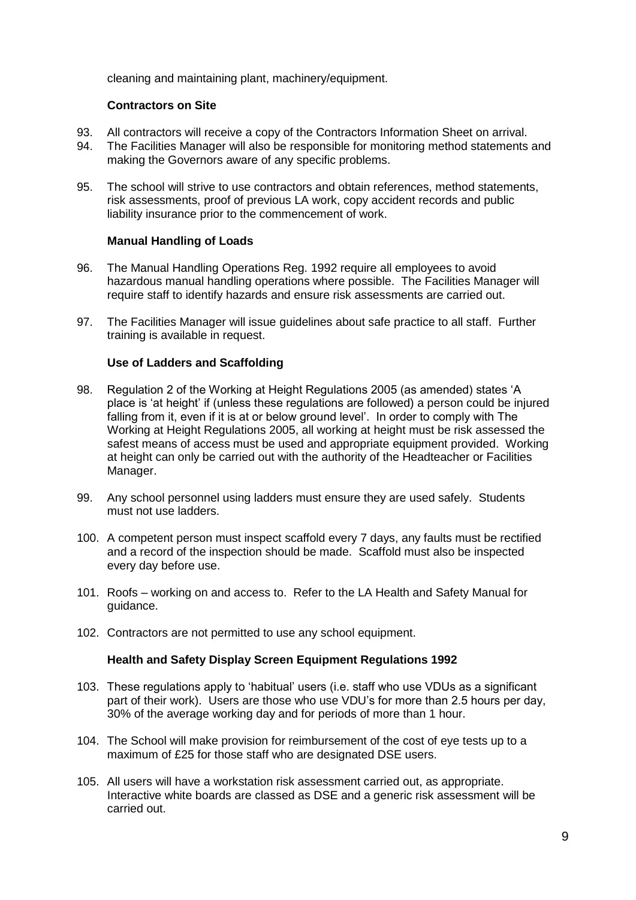cleaning and maintaining plant, machinery/equipment.

**Contractors on Site**

93. All contractors will receive a copy of the Contractors Information Sheet on arrival.
94. The Facilities Manager will also be responsible for monitoring method statements and making the Governors aware of any specific problems.

95. The school will strive to use contractors and obtain references, method statements, risk assessments, proof of previous LA work, copy accident records and public liability insurance prior to the commencement of work.

**Manual Handling of Loads**

96. The Manual Handling Operations Reg. 1992 require all employees to avoid hazardous manual handling operations where possible. The Facilities Manager will require staff to identify hazards and ensure risk assessments are carried out.

97. The Facilities Manager will issue guidelines about safe practice to all staff. Further training is available in request.

**Use of Ladders and Scaffolding**

98. Regulation 2 of the Working at Height Regulations 2005 (as amended) states 'A place is 'at height' if (unless these regulations are followed) a person could be injured falling from it, even if it is at or below ground level'. In order to comply with The Working at Height Regulations 2005, all working at height must be risk assessed the safest means of access must be used and appropriate equipment provided. Working at height can only be carried out with the authority of the Headteacher or Facilities Manager.

99. Any school personnel using ladders must ensure they are used safely. Students must not use ladders.

100. A competent person must inspect scaffold every 7 days, any faults must be rectified and a record of the inspection should be made. Scaffold must also be inspected every day before use.

101. Roofs – working on and access to. Refer to the LA Health and Safety Manual for guidance.

102. Contractors are not permitted to use any school equipment.

**Health and Safety Display Screen Equipment Regulations 1992**

103. These regulations apply to 'habitual' users (i.e. staff who use VDUs as a significant part of their work). Users are those who use VDU's for more than 2.5 hours per day, 30% of the average working day and for periods of more than 1 hour.

104. The School will make provision for reimbursement of the cost of eye tests up to a maximum of £25 for those staff who are designated DSE users.

105. All users will have a workstation risk assessment carried out, as appropriate. Interactive white boards are classed as DSE and a generic risk assessment will be carried out.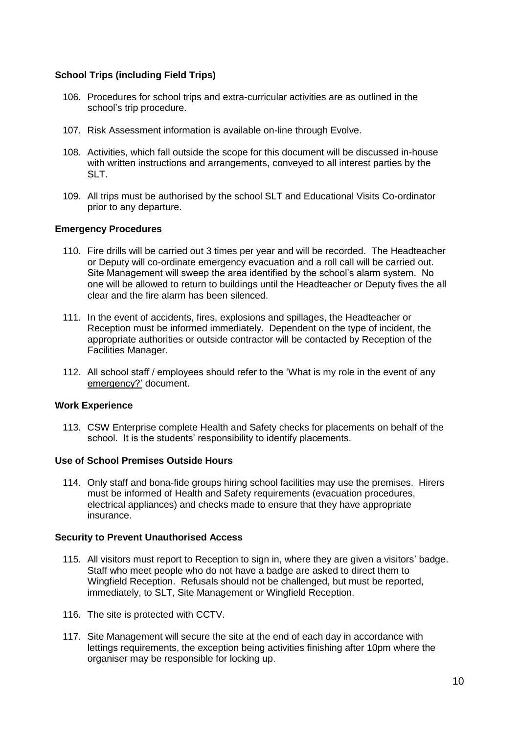**School Trips (including Field Trips)**

106. Procedures for school trips and extra-curricular activities are as outlined in the school's trip procedure.

107. Risk Assessment information is available on-line through Evolve.

108. Activities, which fall outside the scope for this document will be discussed in-house with written instructions and arrangements, conveyed to all interest parties by the SLT.

109. All trips must be authorised by the school SLT and Educational Visits Co-ordinator prior to any departure.

**Emergency Procedures**

110. Fire drills will be carried out 3 times per year and will be recorded. The Headteacher or Deputy will co-ordinate emergency evacuation and a roll call will be carried out. Site Management will sweep the area identified by the school's alarm system. No one will be allowed to return to buildings until the Headteacher or Deputy fives the all clear and the fire alarm has been silenced.

111. In the event of accidents, fires, explosions and spillages, the Headteacher or Reception must be informed immediately. Dependent on the type of incident, the appropriate authorities or outside contractor will be contacted by Reception of the Facilities Manager.

112. All school staff / employees should refer to the 'What is my role in the event of any emergency?' document.

**Work Experience**

113. CSW Enterprise complete Health and Safety checks for placements on behalf of the school. It is the students' responsibility to identify placements.

**Use of School Premises Outside Hours**

114. Only staff and bona-fide groups hiring school facilities may use the premises. Hirers must be informed of Health and Safety requirements (evacuation procedures, electrical appliances) and checks made to ensure that they have appropriate insurance.

**Security to Prevent Unauthorised Access**

115. All visitors must report to Reception to sign in, where they are given a visitors' badge. Staff who meet people who do not have a badge are asked to direct them to Wingfield Reception. Refusals should not be challenged, but must be reported, immediately, to SLT, Site Management or Wingfield Reception.

116. The site is protected with CCTV.

117. Site Management will secure the site at the end of each day in accordance with lettings requirements, the exception being activities finishing after 10pm where the organiser may be responsible for locking up.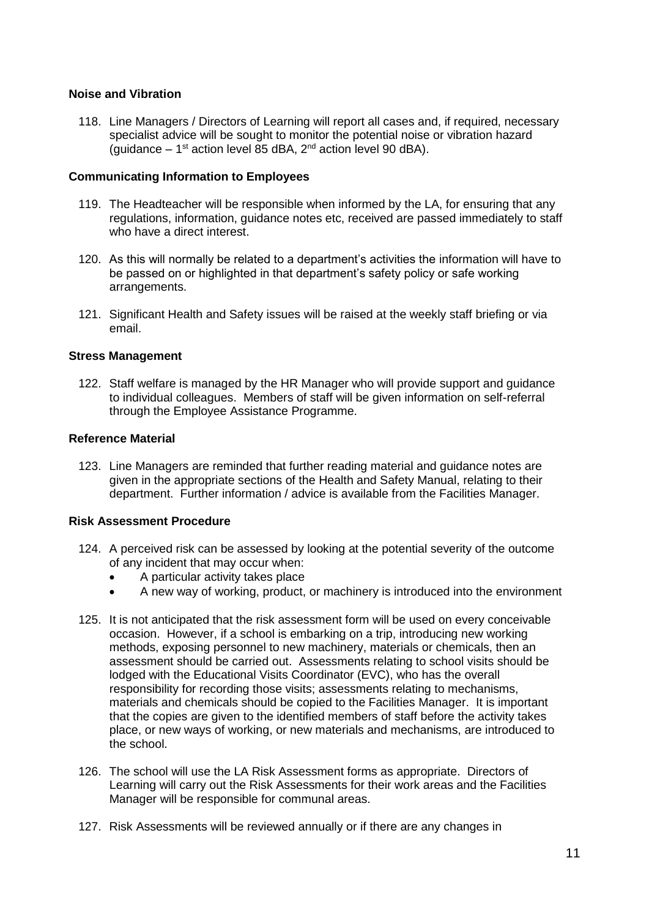**Noise and Vibration**

118. Line Managers / Directors of Learning will report all cases and, if required, necessary specialist advice will be sought to monitor the potential noise or vibration hazard (guidance – 1st action level 85 dBA, 2nd action level 90 dBA).

**Communicating Information to Employees**

119. The Headteacher will be responsible when informed by the LA, for ensuring that any regulations, information, guidance notes etc, received are passed immediately to staff who have a direct interest.

120. As this will normally be related to a department's activities the information will have to be passed on or highlighted in that department's safety policy or safe working arrangements.

121. Significant Health and Safety issues will be raised at the weekly staff briefing or via email.

**Stress Management**

122. Staff welfare is managed by the HR Manager who will provide support and guidance to individual colleagues. Members of staff will be given information on self-referral through the Employee Assistance Programme.

**Reference Material**

123. Line Managers are reminded that further reading material and guidance notes are given in the appropriate sections of the Health and Safety Manual, relating to their department. Further information / advice is available from the Facilities Manager.

**Risk Assessment Procedure**

124. A perceived risk can be assessed by looking at the potential severity of the outcome of any incident that may occur when:
    - A particular activity takes place
    - A new way of working, product, or machinery is introduced into the environment

125. It is not anticipated that the risk assessment form will be used on every conceivable occasion. However, if a school is embarking on a trip, introducing new working methods, exposing personnel to new machinery, materials or chemicals, then an assessment should be carried out. Assessments relating to school visits should be lodged with the Educational Visits Coordinator (EVC), who has the overall responsibility for recording those visits; assessments relating to mechanisms, materials and chemicals should be copied to the Facilities Manager. It is important that the copies are given to the identified members of staff before the activity takes place, or new ways of working, or new materials and mechanisms, are introduced to the school.

126. The school will use the LA Risk Assessment forms as appropriate. Directors of Learning will carry out the Risk Assessments for their work areas and the Facilities Manager will be responsible for communal areas.

127. Risk Assessments will be reviewed annually or if there are any changes in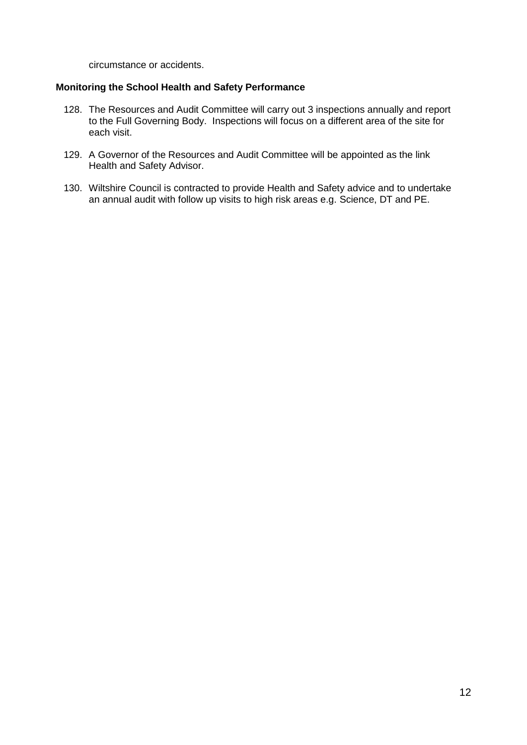circumstance or accidents.

**Monitoring the School Health and Safety Performance**

128. The Resources and Audit Committee will carry out 3 inspections annually and report to the Full Governing Body. Inspections will focus on a different area of the site for each visit.

129. A Governor of the Resources and Audit Committee will be appointed as the link Health and Safety Advisor.

130. Wiltshire Council is contracted to provide Health and Safety advice and to undertake an annual audit with follow up visits to high risk areas e.g. Science, DT and PE.